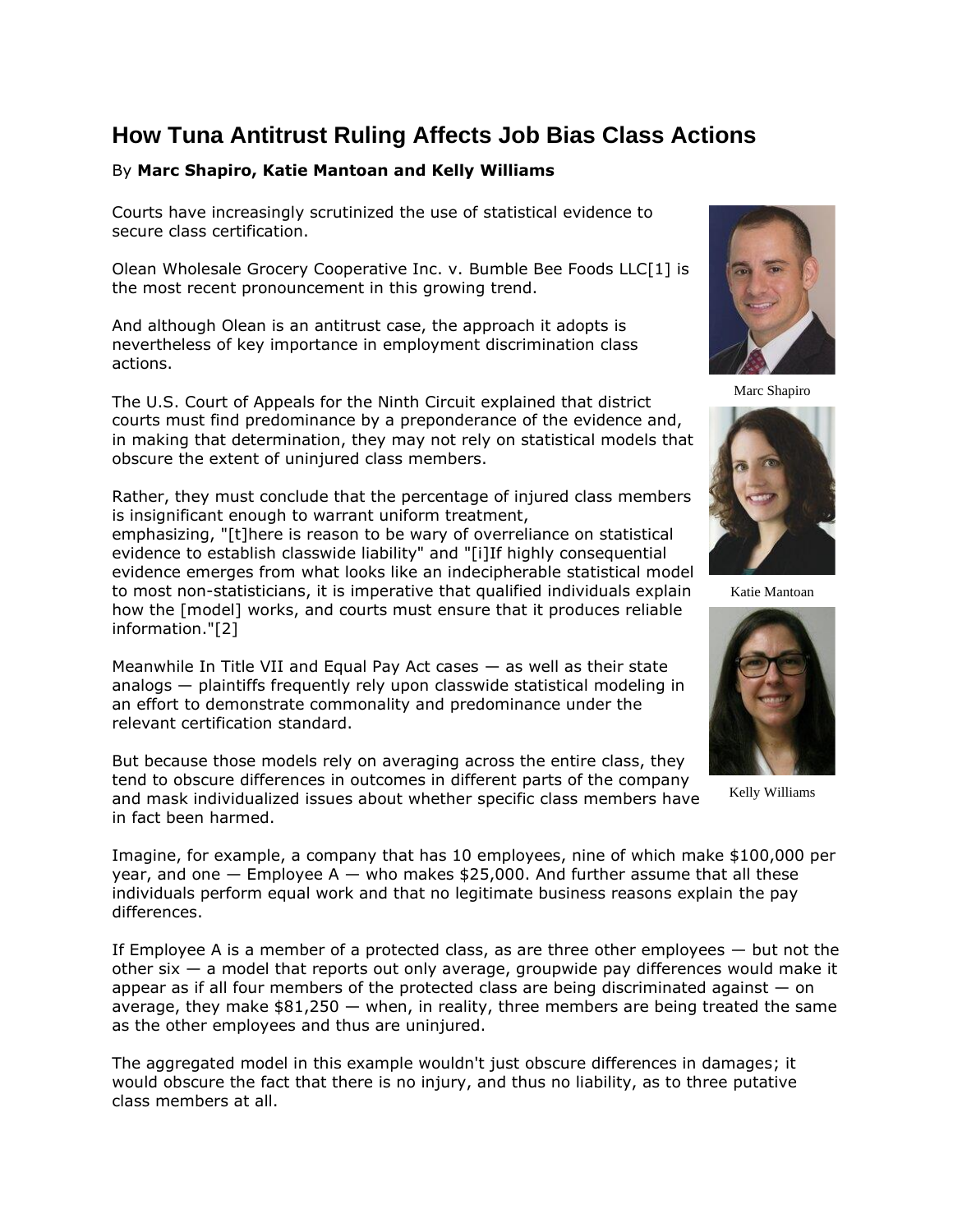# How Tuna Antitrust Ruling Affects Job Bias Class Actions

By **Marc Shapiro, Katie Mantoan and Kelly Williams**

Courts have increasingly scrutinized the use of statistical evidence to secure class certification.

Olean Wholesale Grocery Cooperative Inc. v. Bumble Bee Foods LLC[1] is the most recent pronouncement in this growing trend.

And although Olean is an antitrust case, the approach it adopts is nevertheless of key importance in employment discrimination class actions.

The U.S. Court of Appeals for the Ninth Circuit explained that district courts must find predominance by a preponderance of the evidence and, in making that determination, they may not rely on statistical models that obscure the extent of uninjured class members.

Rather, they must conclude that the percentage of injured class members is insignificant enough to warrant uniform treatment, emphasizing, "[t]here is reason to be wary of overreliance on statistical evidence to establish classwide liability" and "[i]If highly consequential evidence emerges from what looks like an indecipherable statistical model to most non-statisticians, it is imperative that qualified individuals explain how the [model] works, and courts must ensure that it produces reliable information."[2]

Marc Shapiro

Katie Mantoan

Kelly Williams

Meanwhile In Title VII and Equal Pay Act cases — as well as their state analogs — plaintiffs frequently rely upon classwide statistical modeling in an effort to demonstrate commonality and predominance under the relevant certification standard.

But because those models rely on averaging across the entire class, they tend to obscure differences in outcomes in different parts of the company and mask individualized issues about whether specific class members have in fact been harmed.

Imagine, for example, a company that has 10 employees, nine of which make $100,000 per year, and one — Employee A — who makes $25,000. And further assume that all these individuals perform equal work and that no legitimate business reasons explain the pay differences.

If Employee A is a member of a protected class, as are three other employees — but not the other six — a model that reports out only average, groupwide pay differences would make it appear as if all four members of the protected class are being discriminated against — on average, they make $81,250 — when, in reality, three members are being treated the same as the other employees and thus are uninjured.

The aggregated model in this example wouldn't just obscure differences in damages; it would obscure the fact that there is no injury, and thus no liability, as to three putative class members at all.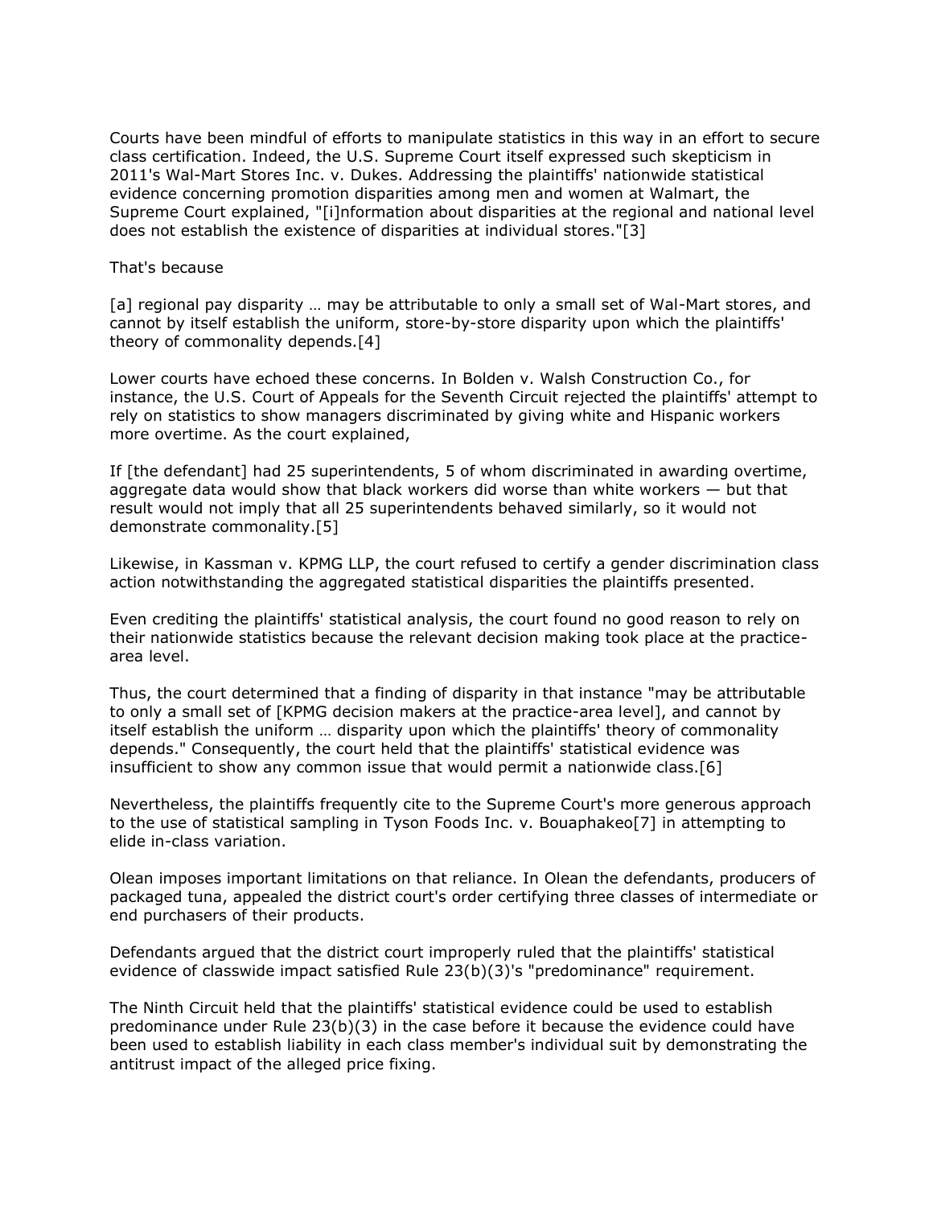Courts have been mindful of efforts to manipulate statistics in this way in an effort to secure class certification. Indeed, the U.S. Supreme Court itself expressed such skepticism in 2011's Wal-Mart Stores Inc. v. Dukes. Addressing the plaintiffs' nationwide statistical evidence concerning promotion disparities among men and women at Walmart, the Supreme Court explained, "[i]nformation about disparities at the regional and national level does not establish the existence of disparities at individual stores."[3]

That's because

[a] regional pay disparity … may be attributable to only a small set of Wal-Mart stores, and cannot by itself establish the uniform, store-by-store disparity upon which the plaintiffs' theory of commonality depends.[4]

Lower courts have echoed these concerns. In Bolden v. Walsh Construction Co., for instance, the U.S. Court of Appeals for the Seventh Circuit rejected the plaintiffs' attempt to rely on statistics to show managers discriminated by giving white and Hispanic workers more overtime. As the court explained,

If [the defendant] had 25 superintendents, 5 of whom discriminated in awarding overtime, aggregate data would show that black workers did worse than white workers — but that result would not imply that all 25 superintendents behaved similarly, so it would not demonstrate commonality.[5]

Likewise, in Kassman v. KPMG LLP, the court refused to certify a gender discrimination class action notwithstanding the aggregated statistical disparities the plaintiffs presented.

Even crediting the plaintiffs' statistical analysis, the court found no good reason to rely on their nationwide statistics because the relevant decision making took place at the practice-area level.

Thus, the court determined that a finding of disparity in that instance "may be attributable to only a small set of [KPMG decision makers at the practice-area level], and cannot by itself establish the uniform … disparity upon which the plaintiffs' theory of commonality depends." Consequently, the court held that the plaintiffs' statistical evidence was insufficient to show any common issue that would permit a nationwide class.[6]

Nevertheless, the plaintiffs frequently cite to the Supreme Court's more generous approach to the use of statistical sampling in Tyson Foods Inc. v. Bouaphakeo[7] in attempting to elide in-class variation.

Olean imposes important limitations on that reliance. In Olean the defendants, producers of packaged tuna, appealed the district court's order certifying three classes of intermediate or end purchasers of their products.

Defendants argued that the district court improperly ruled that the plaintiffs' statistical evidence of classwide impact satisfied Rule 23(b)(3)'s "predominance" requirement.

The Ninth Circuit held that the plaintiffs' statistical evidence could be used to establish predominance under Rule 23(b)(3) in the case before it because the evidence could have been used to establish liability in each class member's individual suit by demonstrating the antitrust impact of the alleged price fixing.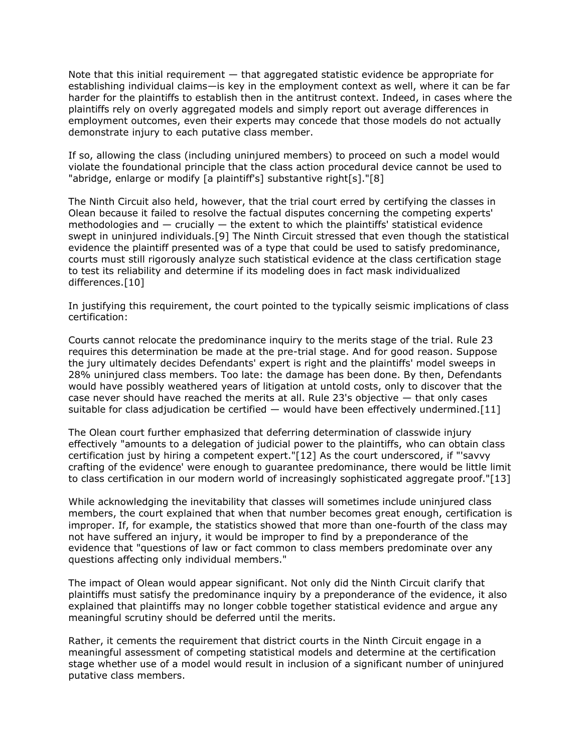Note that this initial requirement — that aggregated statistic evidence be appropriate for establishing individual claims—is key in the employment context as well, where it can be far harder for the plaintiffs to establish then in the antitrust context. Indeed, in cases where the plaintiffs rely on overly aggregated models and simply report out average differences in employment outcomes, even their experts may concede that those models do not actually demonstrate injury to each putative class member.

If so, allowing the class (including uninjured members) to proceed on such a model would violate the foundational principle that the class action procedural device cannot be used to "abridge, enlarge or modify [a plaintiff's] substantive right[s]."[8]

The Ninth Circuit also held, however, that the trial court erred by certifying the classes in Olean because it failed to resolve the factual disputes concerning the competing experts' methodologies and — crucially — the extent to which the plaintiffs' statistical evidence swept in uninjured individuals.[9] The Ninth Circuit stressed that even though the statistical evidence the plaintiff presented was of a type that could be used to satisfy predominance, courts must still rigorously analyze such statistical evidence at the class certification stage to test its reliability and determine if its modeling does in fact mask individualized differences.[10]

In justifying this requirement, the court pointed to the typically seismic implications of class certification:

Courts cannot relocate the predominance inquiry to the merits stage of the trial. Rule 23 requires this determination be made at the pre-trial stage. And for good reason. Suppose the jury ultimately decides Defendants' expert is right and the plaintiffs' model sweeps in 28% uninjured class members. Too late: the damage has been done. By then, Defendants would have possibly weathered years of litigation at untold costs, only to discover that the case never should have reached the merits at all. Rule 23's objective — that only cases suitable for class adjudication be certified — would have been effectively undermined.[11]

The Olean court further emphasized that deferring determination of classwide injury effectively "amounts to a delegation of judicial power to the plaintiffs, who can obtain class certification just by hiring a competent expert."[12] As the court underscored, if "'savvy crafting of the evidence' were enough to guarantee predominance, there would be little limit to class certification in our modern world of increasingly sophisticated aggregate proof."[13]

While acknowledging the inevitability that classes will sometimes include uninjured class members, the court explained that when that number becomes great enough, certification is improper. If, for example, the statistics showed that more than one-fourth of the class may not have suffered an injury, it would be improper to find by a preponderance of the evidence that "questions of law or fact common to class members predominate over any questions affecting only individual members."

The impact of Olean would appear significant. Not only did the Ninth Circuit clarify that plaintiffs must satisfy the predominance inquiry by a preponderance of the evidence, it also explained that plaintiffs may no longer cobble together statistical evidence and argue any meaningful scrutiny should be deferred until the merits.

Rather, it cements the requirement that district courts in the Ninth Circuit engage in a meaningful assessment of competing statistical models and determine at the certification stage whether use of a model would result in inclusion of a significant number of uninjured putative class members.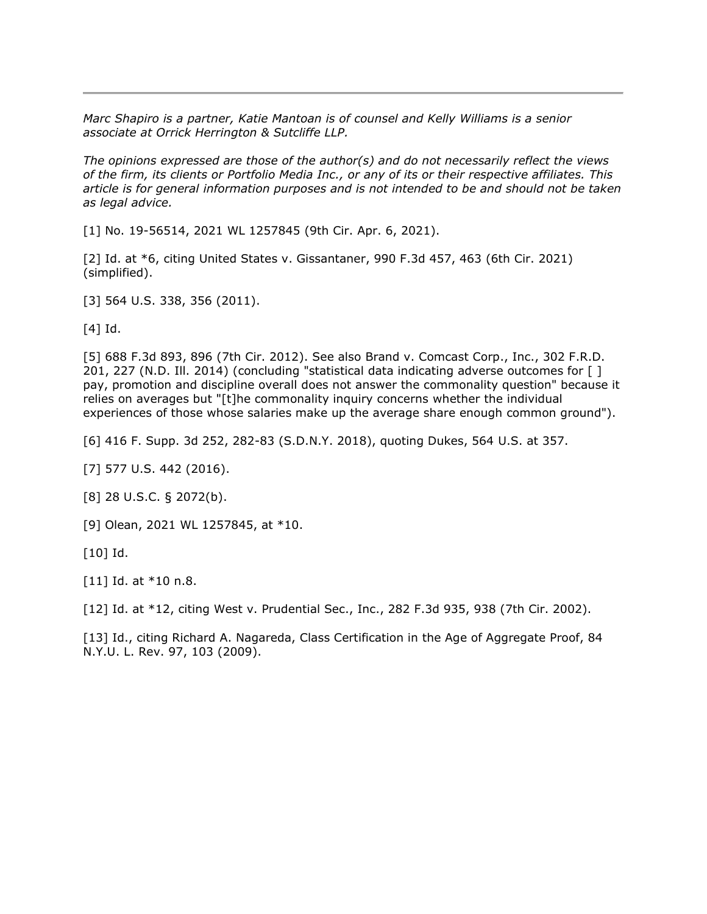---

*Marc Shapiro is a partner, Katie Mantoan is of counsel and Kelly Williams is a senior associate at Orrick Herrington & Sutcliffe LLP.*

*The opinions expressed are those of the author(s) and do not necessarily reflect the views of the firm, its clients or Portfolio Media Inc., or any of its or their respective affiliates. This article is for general information purposes and is not intended to be and should not be taken as legal advice.*

[1] No. 19-56514, 2021 WL 1257845 (9th Cir. Apr. 6, 2021).

[2] Id. at *6, citing United States v. Gissantaner, 990 F.3d 457, 463 (6th Cir. 2021) (simplified).

[3] 564 U.S. 338, 356 (2011).

[4] Id.

[5] 688 F.3d 893, 896 (7th Cir. 2012). See also Brand v. Comcast Corp., Inc., 302 F.R.D. 201, 227 (N.D. Ill. 2014) (concluding "statistical data indicating adverse outcomes for [ ] pay, promotion and discipline overall does not answer the commonality question" because it relies on averages but "[t]he commonality inquiry concerns whether the individual experiences of those whose salaries make up the average share enough common ground").

[6] 416 F. Supp. 3d 252, 282-83 (S.D.N.Y. 2018), quoting Dukes, 564 U.S. at 357.

[7] 577 U.S. 442 (2016).

[8] 28 U.S.C. § 2072(b).

[9] Olean, 2021 WL 1257845, at *10.

[10] Id.

[11] Id. at *10 n.8.

[12] Id. at *12, citing West v. Prudential Sec., Inc., 282 F.3d 935, 938 (7th Cir. 2002).

[13] Id., citing Richard A. Nagareda, Class Certification in the Age of Aggregate Proof, 84 N.Y.U. L. Rev. 97, 103 (2009).